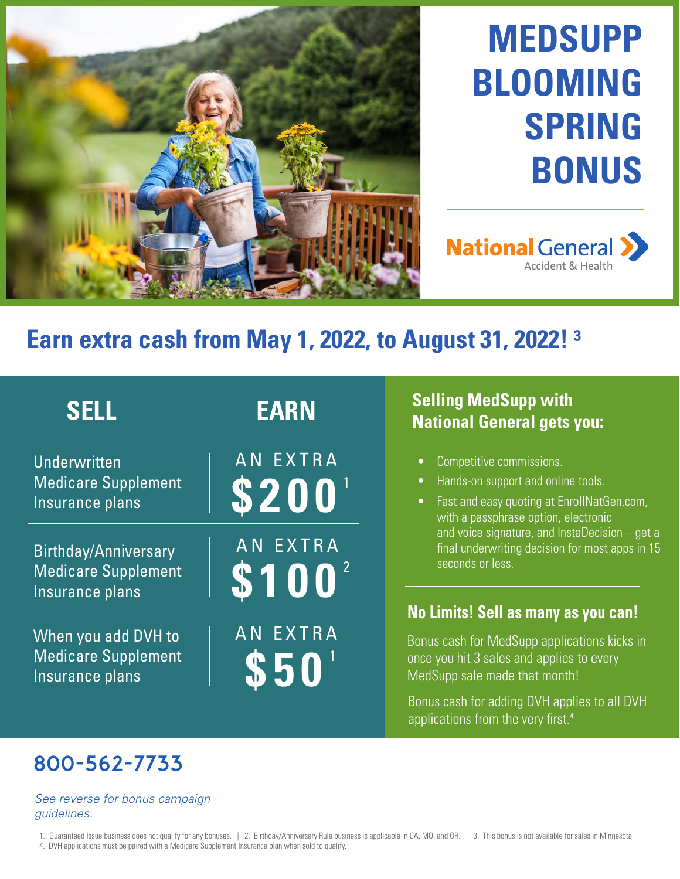# MEDSUPP BLOOMING SPRING BONUS

National General Accident & Health

## Earn extra cash from May 1, 2022, to August 31, 2022! [3]

| SELL | EARN |
| --- | --- |
| Underwritten Medicare Supplement Insurance plans | AN EXTRA $200 [1] |
| Birthday/Anniversary Medicare Supplement Insurance plans | AN EXTRA $100 [2] |
| When you add DVH to Medicare Supplement Insurance plans | AN EXTRA $50 [1] |

### Selling MedSupp with National General gets you:

- Competitive commissions.
- Hands-on support and online tools.
- Fast and easy quoting at EnrollNatGen.com, with a passphrase option, electronic and voice signature, and InstaDecision – get a final underwriting decision for most apps in 15 seconds or less.

### No Limits! Sell as many as you can!

Bonus cash for MedSupp applications kicks in once you hit 3 sales and applies to every MedSupp sale made that month!

Bonus cash for adding DVH applies to all DVH applications from the very first.[4]

## 800-562-7733

*See reverse for bonus campaign guidelines.*

1. Guaranteed Issue business does not qualify for any bonuses. | 2. Birthday/Anniversary Rule business is applicable in CA, MO, and OR. | 3. This bonus is not available for sales in Minnesota.
4. DVH applications must be paired with a Medicare Supplement Insurance plan when sold to qualify.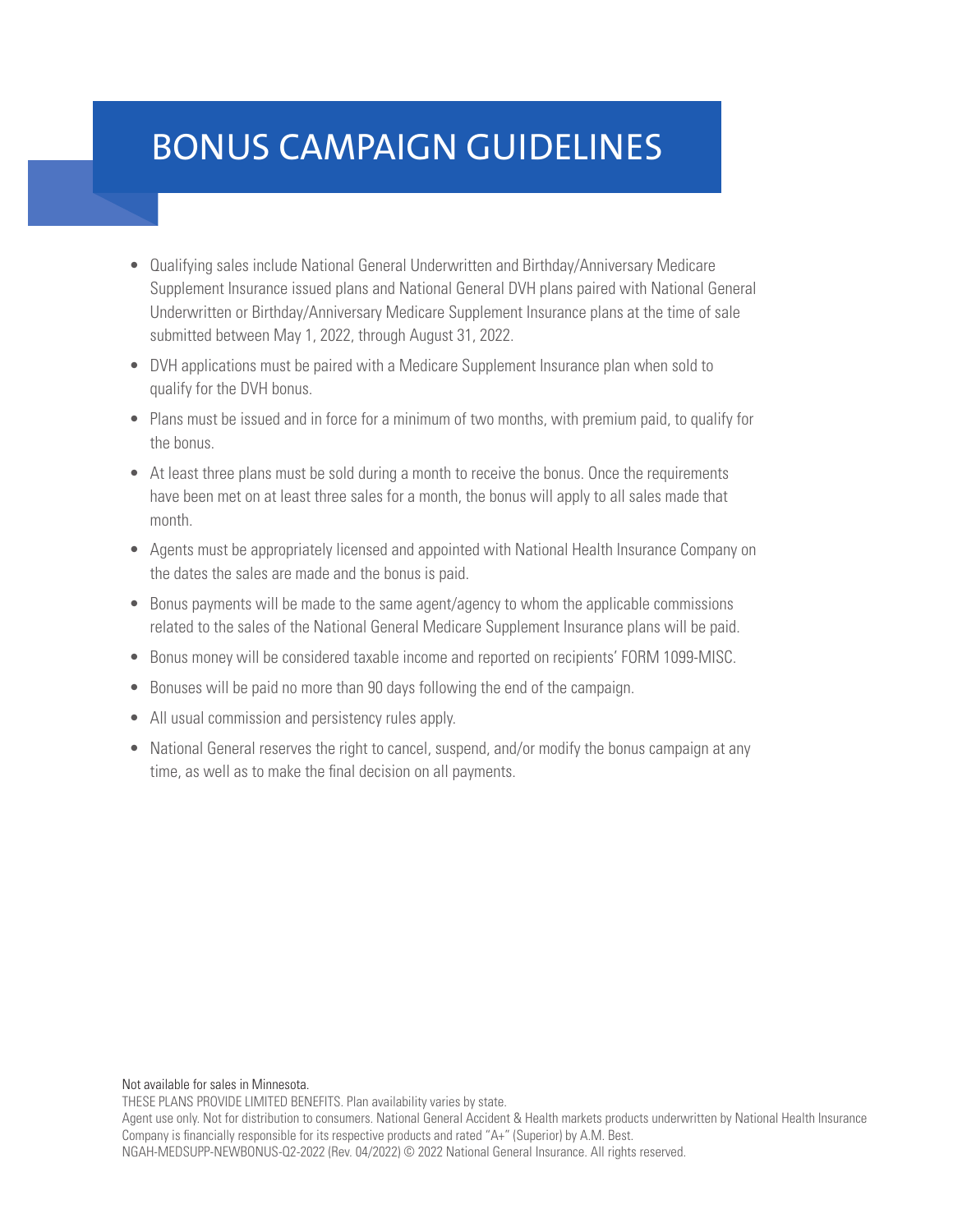# BONUS CAMPAIGN GUIDELINES

- Qualifying sales include National General Underwritten and Birthday/Anniversary Medicare Supplement Insurance issued plans and National General DVH plans paired with National General Underwritten or Birthday/Anniversary Medicare Supplement Insurance plans at the time of sale submitted between May 1, 2022, through August 31, 2022.
- DVH applications must be paired with a Medicare Supplement Insurance plan when sold to qualify for the DVH bonus.
- Plans must be issued and in force for a minimum of two months, with premium paid, to qualify for the bonus.
- At least three plans must be sold during a month to receive the bonus. Once the requirements have been met on at least three sales for a month, the bonus will apply to all sales made that month.
- Agents must be appropriately licensed and appointed with National Health Insurance Company on the dates the sales are made and the bonus is paid.
- Bonus payments will be made to the same agent/agency to whom the applicable commissions related to the sales of the National General Medicare Supplement Insurance plans will be paid.
- Bonus money will be considered taxable income and reported on recipients' FORM 1099-MISC.
- Bonuses will be paid no more than 90 days following the end of the campaign.
- All usual commission and persistency rules apply.
- National General reserves the right to cancel, suspend, and/or modify the bonus campaign at any time, as well as to make the final decision on all payments.

Not available for sales in Minnesota.

THESE PLANS PROVIDE LIMITED BENEFITS. Plan availability varies by state.

Agent use only. Not for distribution to consumers. National General Accident & Health markets products underwritten by National Health Insurance Company is financially responsible for its respective products and rated "A+" (Superior) by A.M. Best.

NGAH-MEDSUPP-NEWBONUS-Q2-2022 (Rev. 04/2022) © 2022 National General Insurance. All rights reserved.